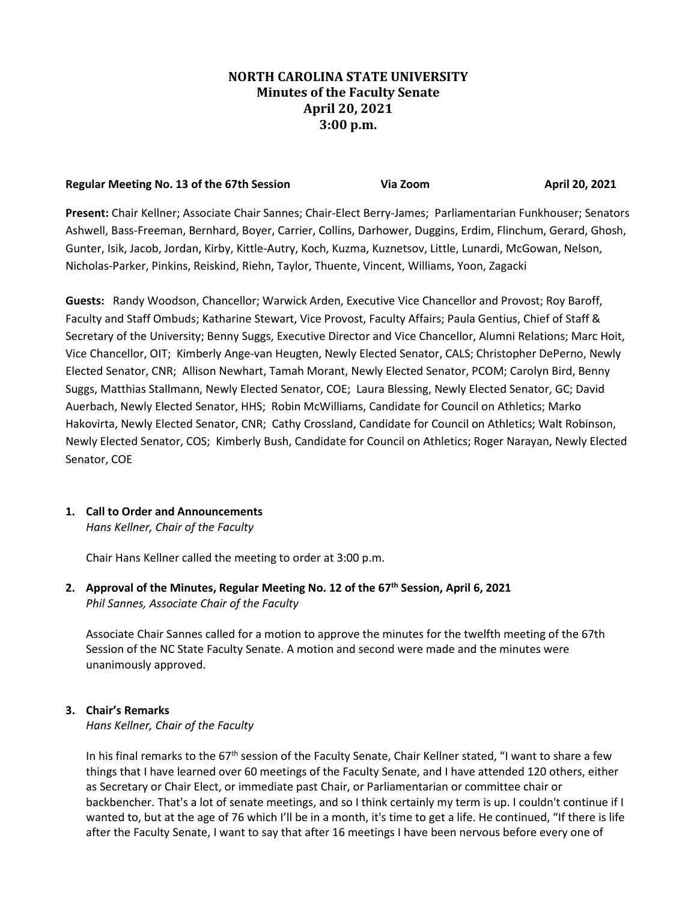# NORTH CAROLINA STATE UNIVERSITY
## Minutes of the Faculty Senate
## April 20, 2021
## 3:00 p.m.

**Regular Meeting No. 13 of the 67th Session** **Via Zoom** **April 20, 2021**

**Present:** Chair Kellner; Associate Chair Sannes; Chair-Elect Berry-James; Parliamentarian Funkhouser; Senators Ashwell, Bass-Freeman, Bernhard, Boyer, Carrier, Collins, Darhower, Duggins, Erdim, Flinchum, Gerard, Ghosh, Gunter, Isik, Jacob, Jordan, Kirby, Kittle-Autry, Koch, Kuzma, Kuznetsov, Little, Lunardi, McGowan, Nelson, Nicholas-Parker, Pinkins, Reiskind, Riehn, Taylor, Thuente, Vincent, Williams, Yoon, Zagacki

**Guests:** Randy Woodson, Chancellor; Warwick Arden, Executive Vice Chancellor and Provost; Roy Baroff, Faculty and Staff Ombuds; Katharine Stewart, Vice Provost, Faculty Affairs; Paula Gentius, Chief of Staff & Secretary of the University; Benny Suggs, Executive Director and Vice Chancellor, Alumni Relations; Marc Hoit, Vice Chancellor, OIT; Kimberly Ange-van Heugten, Newly Elected Senator, CALS; Christopher DePerno, Newly Elected Senator, CNR; Allison Newhart, Tamah Morant, Newly Elected Senator, PCOM; Carolyn Bird, Benny Suggs, Matthias Stallmann, Newly Elected Senator, COE; Laura Blessing, Newly Elected Senator, GC; David Auerbach, Newly Elected Senator, HHS; Robin McWilliams, Candidate for Council on Athletics; Marko Hakovirta, Newly Elected Senator, CNR; Cathy Crossland, Candidate for Council on Athletics; Walt Robinson, Newly Elected Senator, COS; Kimberly Bush, Candidate for Council on Athletics; Roger Narayan, Newly Elected Senator, COE

### 1. Call to Order and Announcements
*Hans Kellner, Chair of the Faculty*

Chair Hans Kellner called the meeting to order at 3:00 p.m.

### 2. Approval of the Minutes, Regular Meeting No. 12 of the 67th Session, April 6, 2021
*Phil Sannes, Associate Chair of the Faculty*

Associate Chair Sannes called for a motion to approve the minutes for the twelfth meeting of the 67th Session of the NC State Faculty Senate. A motion and second were made and the minutes were unanimously approved.

### 3. Chair's Remarks
*Hans Kellner, Chair of the Faculty*

In his final remarks to the 67th session of the Faculty Senate, Chair Kellner stated, "I want to share a few things that I have learned over 60 meetings of the Faculty Senate, and I have attended 120 others, either as Secretary or Chair Elect, or immediate past Chair, or Parliamentarian or committee chair or backbencher. That's a lot of senate meetings, and so I think certainly my term is up. I couldn't continue if I wanted to, but at the age of 76 which I'll be in a month, it's time to get a life. He continued, "If there is life after the Faculty Senate, I want to say that after 16 meetings I have been nervous before every one of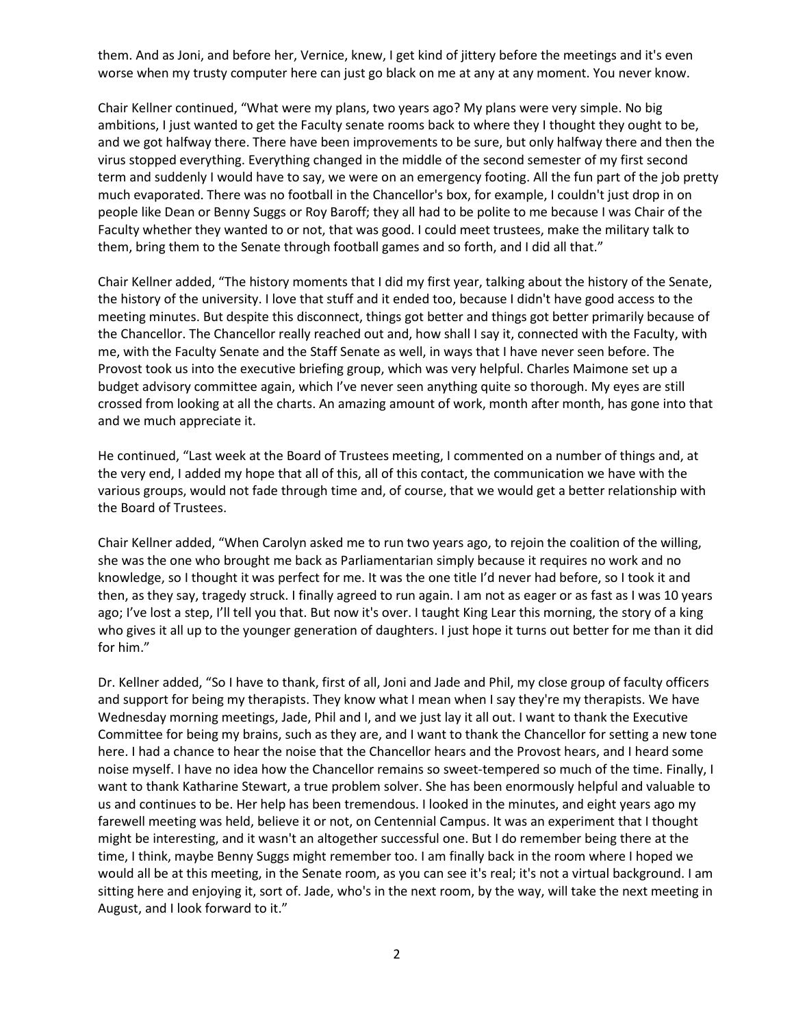them. And as Joni, and before her, Vernice, knew, I get kind of jittery before the meetings and it's even worse when my trusty computer here can just go black on me at any at any moment. You never know.

Chair Kellner continued, "What were my plans, two years ago? My plans were very simple. No big ambitions, I just wanted to get the Faculty senate rooms back to where they I thought they ought to be, and we got halfway there. There have been improvements to be sure, but only halfway there and then the virus stopped everything. Everything changed in the middle of the second semester of my first second term and suddenly I would have to say, we were on an emergency footing. All the fun part of the job pretty much evaporated. There was no football in the Chancellor's box, for example, I couldn't just drop in on people like Dean or Benny Suggs or Roy Baroff; they all had to be polite to me because I was Chair of the Faculty whether they wanted to or not, that was good. I could meet trustees, make the military talk to them, bring them to the Senate through football games and so forth, and I did all that."

Chair Kellner added, "The history moments that I did my first year, talking about the history of the Senate, the history of the university. I love that stuff and it ended too, because I didn't have good access to the meeting minutes. But despite this disconnect, things got better and things got better primarily because of the Chancellor. The Chancellor really reached out and, how shall I say it, connected with the Faculty, with me, with the Faculty Senate and the Staff Senate as well, in ways that I have never seen before. The Provost took us into the executive briefing group, which was very helpful. Charles Maimone set up a budget advisory committee again, which I've never seen anything quite so thorough. My eyes are still crossed from looking at all the charts. An amazing amount of work, month after month, has gone into that and we much appreciate it.

He continued, "Last week at the Board of Trustees meeting, I commented on a number of things and, at the very end, I added my hope that all of this, all of this contact, the communication we have with the various groups, would not fade through time and, of course, that we would get a better relationship with the Board of Trustees.

Chair Kellner added, "When Carolyn asked me to run two years ago, to rejoin the coalition of the willing, she was the one who brought me back as Parliamentarian simply because it requires no work and no knowledge, so I thought it was perfect for me. It was the one title I'd never had before, so I took it and then, as they say, tragedy struck. I finally agreed to run again. I am not as eager or as fast as I was 10 years ago; I've lost a step, I'll tell you that. But now it's over. I taught King Lear this morning, the story of a king who gives it all up to the younger generation of daughters. I just hope it turns out better for me than it did for him."

Dr. Kellner added, "So I have to thank, first of all, Joni and Jade and Phil, my close group of faculty officers and support for being my therapists. They know what I mean when I say they're my therapists. We have Wednesday morning meetings, Jade, Phil and I, and we just lay it all out. I want to thank the Executive Committee for being my brains, such as they are, and I want to thank the Chancellor for setting a new tone here. I had a chance to hear the noise that the Chancellor hears and the Provost hears, and I heard some noise myself. I have no idea how the Chancellor remains so sweet-tempered so much of the time. Finally, I want to thank Katharine Stewart, a true problem solver. She has been enormously helpful and valuable to us and continues to be. Her help has been tremendous. I looked in the minutes, and eight years ago my farewell meeting was held, believe it or not, on Centennial Campus. It was an experiment that I thought might be interesting, and it wasn't an altogether successful one. But I do remember being there at the time, I think, maybe Benny Suggs might remember too. I am finally back in the room where I hoped we would all be at this meeting, in the Senate room, as you can see it's real; it's not a virtual background. I am sitting here and enjoying it, sort of. Jade, who's in the next room, by the way, will take the next meeting in August, and I look forward to it."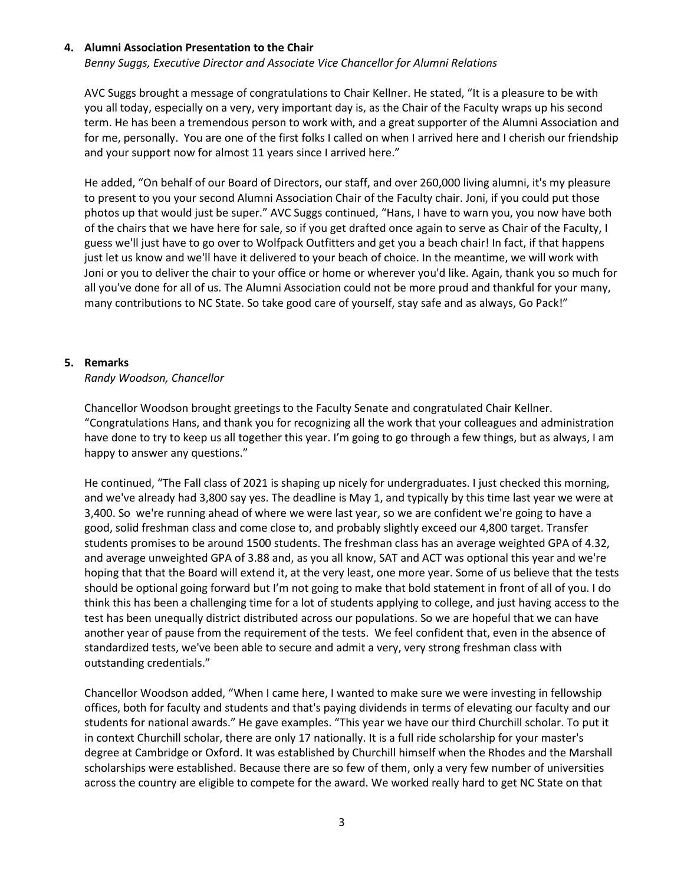**4. Alumni Association Presentation to the Chair**

*Benny Suggs, Executive Director and Associate Vice Chancellor for Alumni Relations*

AVC Suggs brought a message of congratulations to Chair Kellner. He stated, "It is a pleasure to be with you all today, especially on a very, very important day is, as the Chair of the Faculty wraps up his second term. He has been a tremendous person to work with, and a great supporter of the Alumni Association and for me, personally. You are one of the first folks I called on when I arrived here and I cherish our friendship and your support now for almost 11 years since I arrived here."

He added, "On behalf of our Board of Directors, our staff, and over 260,000 living alumni, it's my pleasure to present to you your second Alumni Association Chair of the Faculty chair. Joni, if you could put those photos up that would just be super." AVC Suggs continued, "Hans, I have to warn you, you now have both of the chairs that we have here for sale, so if you get drafted once again to serve as Chair of the Faculty, I guess we'll just have to go over to Wolfpack Outfitters and get you a beach chair! In fact, if that happens just let us know and we'll have it delivered to your beach of choice. In the meantime, we will work with Joni or you to deliver the chair to your office or home or wherever you'd like. Again, thank you so much for all you've done for all of us. The Alumni Association could not be more proud and thankful for your many, many contributions to NC State. So take good care of yourself, stay safe and as always, Go Pack!"

**5. Remarks**

*Randy Woodson, Chancellor*

Chancellor Woodson brought greetings to the Faculty Senate and congratulated Chair Kellner. "Congratulations Hans, and thank you for recognizing all the work that your colleagues and administration have done to try to keep us all together this year. I'm going to go through a few things, but as always, I am happy to answer any questions."

He continued, "The Fall class of 2021 is shaping up nicely for undergraduates. I just checked this morning, and we've already had 3,800 say yes. The deadline is May 1, and typically by this time last year we were at 3,400. So we're running ahead of where we were last year, so we are confident we're going to have a good, solid freshman class and come close to, and probably slightly exceed our 4,800 target. Transfer students promises to be around 1500 students. The freshman class has an average weighted GPA of 4.32, and average unweighted GPA of 3.88 and, as you all know, SAT and ACT was optional this year and we're hoping that that the Board will extend it, at the very least, one more year. Some of us believe that the tests should be optional going forward but I'm not going to make that bold statement in front of all of you. I do think this has been a challenging time for a lot of students applying to college, and just having access to the test has been unequally district distributed across our populations. So we are hopeful that we can have another year of pause from the requirement of the tests. We feel confident that, even in the absence of standardized tests, we've been able to secure and admit a very, very strong freshman class with outstanding credentials."

Chancellor Woodson added, "When I came here, I wanted to make sure we were investing in fellowship offices, both for faculty and students and that's paying dividends in terms of elevating our faculty and our students for national awards." He gave examples. "This year we have our third Churchill scholar. To put it in context Churchill scholar, there are only 17 nationally. It is a full ride scholarship for your master's degree at Cambridge or Oxford. It was established by Churchill himself when the Rhodes and the Marshall scholarships were established. Because there are so few of them, only a very few number of universities across the country are eligible to compete for the award. We worked really hard to get NC State on that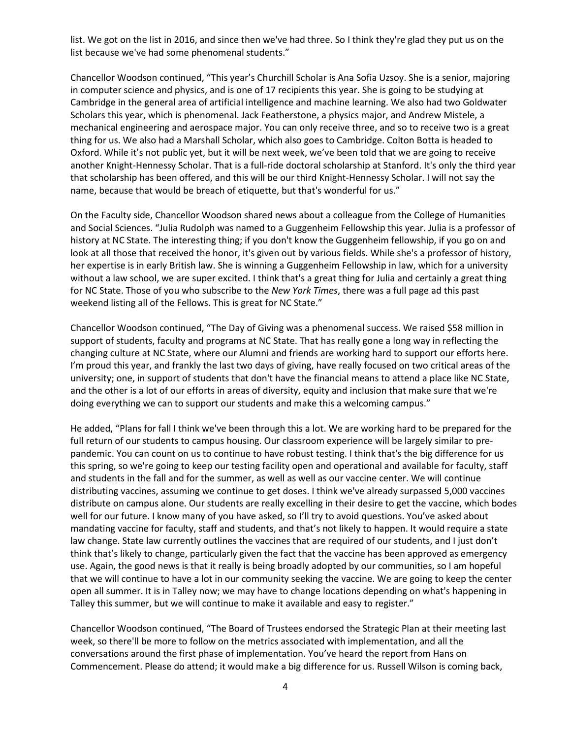list. We got on the list in 2016, and since then we've had three. So I think they're glad they put us on the list because we've had some phenomenal students."

Chancellor Woodson continued, "This year's Churchill Scholar is Ana Sofia Uzsoy. She is a senior, majoring in computer science and physics, and is one of 17 recipients this year. She is going to be studying at Cambridge in the general area of artificial intelligence and machine learning. We also had two Goldwater Scholars this year, which is phenomenal. Jack Featherstone, a physics major, and Andrew Mistele, a mechanical engineering and aerospace major. You can only receive three, and so to receive two is a great thing for us. We also had a Marshall Scholar, which also goes to Cambridge. Colton Botta is headed to Oxford. While it's not public yet, but it will be next week, we've been told that we are going to receive another Knight-Hennessy Scholar. That is a full-ride doctoral scholarship at Stanford. It's only the third year that scholarship has been offered, and this will be our third Knight-Hennessy Scholar. I will not say the name, because that would be breach of etiquette, but that's wonderful for us."

On the Faculty side, Chancellor Woodson shared news about a colleague from the College of Humanities and Social Sciences. "Julia Rudolph was named to a Guggenheim Fellowship this year. Julia is a professor of history at NC State. The interesting thing; if you don't know the Guggenheim fellowship, if you go on and look at all those that received the honor, it's given out by various fields. While she's a professor of history, her expertise is in early British law. She is winning a Guggenheim Fellowship in law, which for a university without a law school, we are super excited. I think that's a great thing for Julia and certainly a great thing for NC State. Those of you who subscribe to the *New York Times*, there was a full page ad this past weekend listing all of the Fellows. This is great for NC State."

Chancellor Woodson continued, "The Day of Giving was a phenomenal success. We raised $58 million in support of students, faculty and programs at NC State. That has really gone a long way in reflecting the changing culture at NC State, where our Alumni and friends are working hard to support our efforts here. I'm proud this year, and frankly the last two days of giving, have really focused on two critical areas of the university; one, in support of students that don't have the financial means to attend a place like NC State, and the other is a lot of our efforts in areas of diversity, equity and inclusion that make sure that we're doing everything we can to support our students and make this a welcoming campus."

He added, "Plans for fall I think we've been through this a lot. We are working hard to be prepared for the full return of our students to campus housing. Our classroom experience will be largely similar to pre-pandemic. You can count on us to continue to have robust testing. I think that's the big difference for us this spring, so we're going to keep our testing facility open and operational and available for faculty, staff and students in the fall and for the summer, as well as well as our vaccine center. We will continue distributing vaccines, assuming we continue to get doses. I think we've already surpassed 5,000 vaccines distribute on campus alone. Our students are really excelling in their desire to get the vaccine, which bodes well for our future. I know many of you have asked, so I'll try to avoid questions. You've asked about mandating vaccine for faculty, staff and students, and that's not likely to happen. It would require a state law change. State law currently outlines the vaccines that are required of our students, and I just don't think that's likely to change, particularly given the fact that the vaccine has been approved as emergency use. Again, the good news is that it really is being broadly adopted by our communities, so I am hopeful that we will continue to have a lot in our community seeking the vaccine. We are going to keep the center open all summer. It is in Talley now; we may have to change locations depending on what's happening in Talley this summer, but we will continue to make it available and easy to register."

Chancellor Woodson continued, "The Board of Trustees endorsed the Strategic Plan at their meeting last week, so there'll be more to follow on the metrics associated with implementation, and all the conversations around the first phase of implementation. You've heard the report from Hans on Commencement. Please do attend; it would make a big difference for us. Russell Wilson is coming back,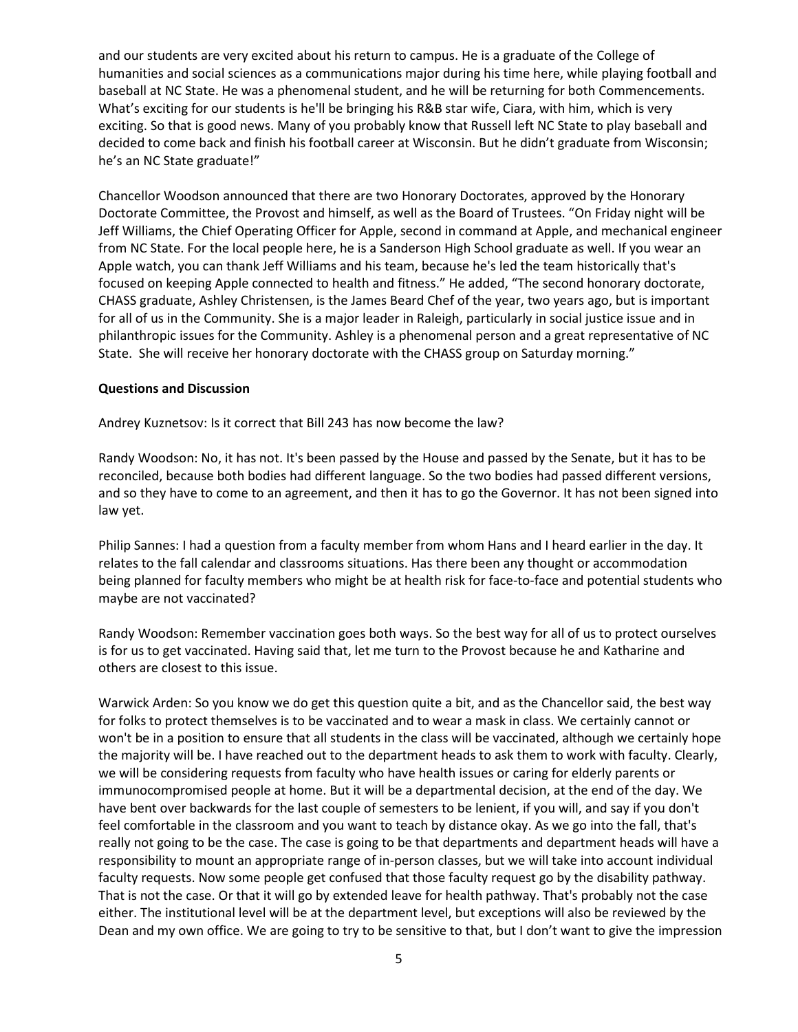and our students are very excited about his return to campus. He is a graduate of the College of humanities and social sciences as a communications major during his time here, while playing football and baseball at NC State. He was a phenomenal student, and he will be returning for both Commencements. What's exciting for our students is he'll be bringing his R&B star wife, Ciara, with him, which is very exciting. So that is good news. Many of you probably know that Russell left NC State to play baseball and decided to come back and finish his football career at Wisconsin. But he didn't graduate from Wisconsin; he's an NC State graduate!"

Chancellor Woodson announced that there are two Honorary Doctorates, approved by the Honorary Doctorate Committee, the Provost and himself, as well as the Board of Trustees. "On Friday night will be Jeff Williams, the Chief Operating Officer for Apple, second in command at Apple, and mechanical engineer from NC State. For the local people here, he is a Sanderson High School graduate as well. If you wear an Apple watch, you can thank Jeff Williams and his team, because he's led the team historically that's focused on keeping Apple connected to health and fitness." He added, "The second honorary doctorate, CHASS graduate, Ashley Christensen, is the James Beard Chef of the year, two years ago, but is important for all of us in the Community. She is a major leader in Raleigh, particularly in social justice issue and in philanthropic issues for the Community. Ashley is a phenomenal person and a great representative of NC State. She will receive her honorary doctorate with the CHASS group on Saturday morning."

**Questions and Discussion**

Andrey Kuznetsov: Is it correct that Bill 243 has now become the law?

Randy Woodson: No, it has not. It's been passed by the House and passed by the Senate, but it has to be reconciled, because both bodies had different language. So the two bodies had passed different versions, and so they have to come to an agreement, and then it has to go the Governor. It has not been signed into law yet.

Philip Sannes: I had a question from a faculty member from whom Hans and I heard earlier in the day. It relates to the fall calendar and classrooms situations. Has there been any thought or accommodation being planned for faculty members who might be at health risk for face-to-face and potential students who maybe are not vaccinated?

Randy Woodson: Remember vaccination goes both ways. So the best way for all of us to protect ourselves is for us to get vaccinated. Having said that, let me turn to the Provost because he and Katharine and others are closest to this issue.

Warwick Arden: So you know we do get this question quite a bit, and as the Chancellor said, the best way for folks to protect themselves is to be vaccinated and to wear a mask in class. We certainly cannot or won't be in a position to ensure that all students in the class will be vaccinated, although we certainly hope the majority will be. I have reached out to the department heads to ask them to work with faculty. Clearly, we will be considering requests from faculty who have health issues or caring for elderly parents or immunocompromised people at home. But it will be a departmental decision, at the end of the day. We have bent over backwards for the last couple of semesters to be lenient, if you will, and say if you don't feel comfortable in the classroom and you want to teach by distance okay. As we go into the fall, that's really not going to be the case. The case is going to be that departments and department heads will have a responsibility to mount an appropriate range of in-person classes, but we will take into account individual faculty requests. Now some people get confused that those faculty request go by the disability pathway. That is not the case. Or that it will go by extended leave for health pathway. That's probably not the case either. The institutional level will be at the department level, but exceptions will also be reviewed by the Dean and my own office. We are going to try to be sensitive to that, but I don't want to give the impression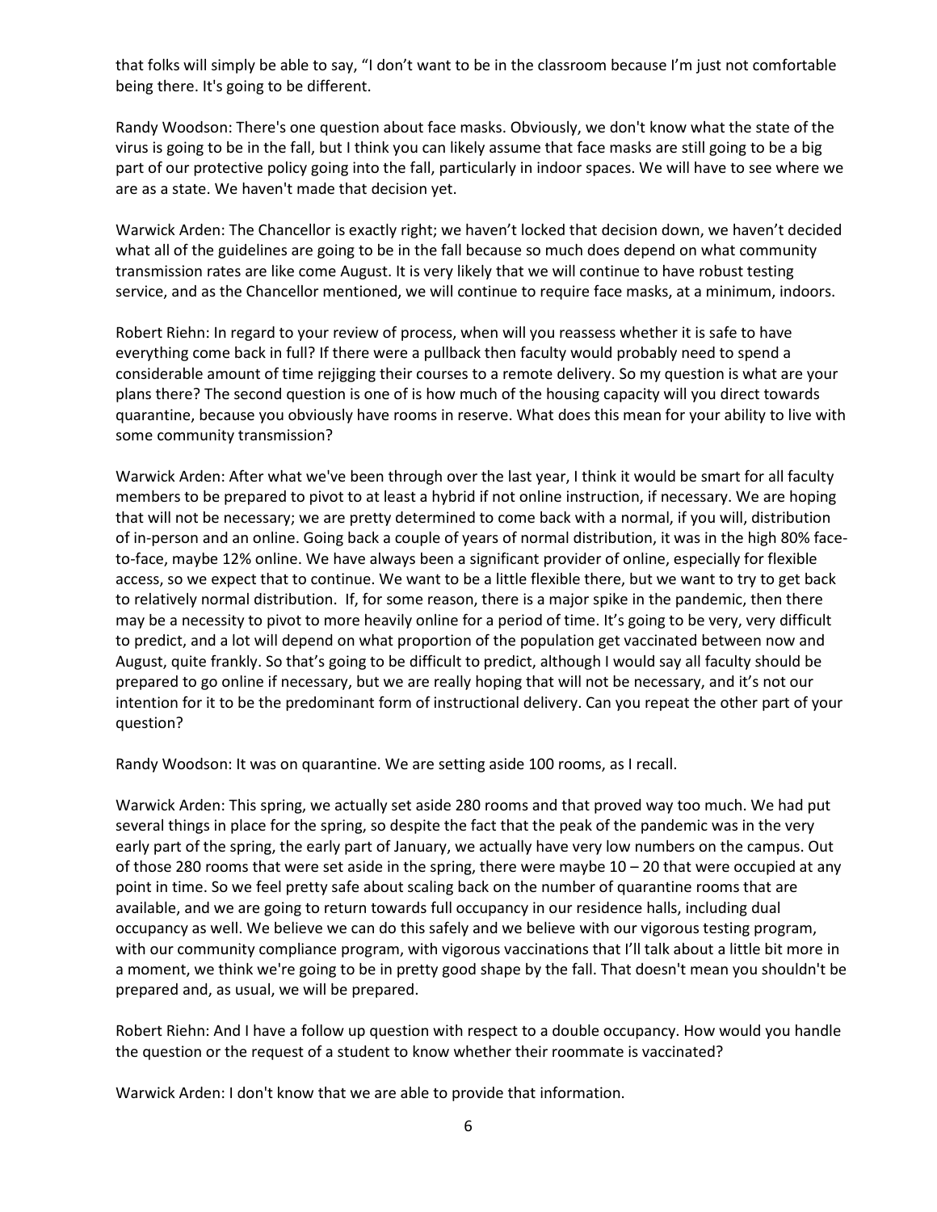that folks will simply be able to say, "I don't want to be in the classroom because I'm just not comfortable being there. It's going to be different.

Randy Woodson: There's one question about face masks. Obviously, we don't know what the state of the virus is going to be in the fall, but I think you can likely assume that face masks are still going to be a big part of our protective policy going into the fall, particularly in indoor spaces. We will have to see where we are as a state. We haven't made that decision yet.

Warwick Arden: The Chancellor is exactly right; we haven't locked that decision down, we haven't decided what all of the guidelines are going to be in the fall because so much does depend on what community transmission rates are like come August. It is very likely that we will continue to have robust testing service, and as the Chancellor mentioned, we will continue to require face masks, at a minimum, indoors.

Robert Riehn: In regard to your review of process, when will you reassess whether it is safe to have everything come back in full? If there were a pullback then faculty would probably need to spend a considerable amount of time rejigging their courses to a remote delivery. So my question is what are your plans there? The second question is one of is how much of the housing capacity will you direct towards quarantine, because you obviously have rooms in reserve. What does this mean for your ability to live with some community transmission?

Warwick Arden: After what we've been through over the last year, I think it would be smart for all faculty members to be prepared to pivot to at least a hybrid if not online instruction, if necessary. We are hoping that will not be necessary; we are pretty determined to come back with a normal, if you will, distribution of in-person and an online. Going back a couple of years of normal distribution, it was in the high 80% face-to-face, maybe 12% online. We have always been a significant provider of online, especially for flexible access, so we expect that to continue. We want to be a little flexible there, but we want to try to get back to relatively normal distribution. If, for some reason, there is a major spike in the pandemic, then there may be a necessity to pivot to more heavily online for a period of time. It's going to be very, very difficult to predict, and a lot will depend on what proportion of the population get vaccinated between now and August, quite frankly. So that's going to be difficult to predict, although I would say all faculty should be prepared to go online if necessary, but we are really hoping that will not be necessary, and it's not our intention for it to be the predominant form of instructional delivery. Can you repeat the other part of your question?

Randy Woodson: It was on quarantine. We are setting aside 100 rooms, as I recall.

Warwick Arden: This spring, we actually set aside 280 rooms and that proved way too much. We had put several things in place for the spring, so despite the fact that the peak of the pandemic was in the very early part of the spring, the early part of January, we actually have very low numbers on the campus. Out of those 280 rooms that were set aside in the spring, there were maybe 10 – 20 that were occupied at any point in time. So we feel pretty safe about scaling back on the number of quarantine rooms that are available, and we are going to return towards full occupancy in our residence halls, including dual occupancy as well. We believe we can do this safely and we believe with our vigorous testing program, with our community compliance program, with vigorous vaccinations that I'll talk about a little bit more in a moment, we think we're going to be in pretty good shape by the fall. That doesn't mean you shouldn't be prepared and, as usual, we will be prepared.

Robert Riehn: And I have a follow up question with respect to a double occupancy. How would you handle the question or the request of a student to know whether their roommate is vaccinated?

Warwick Arden: I don't know that we are able to provide that information.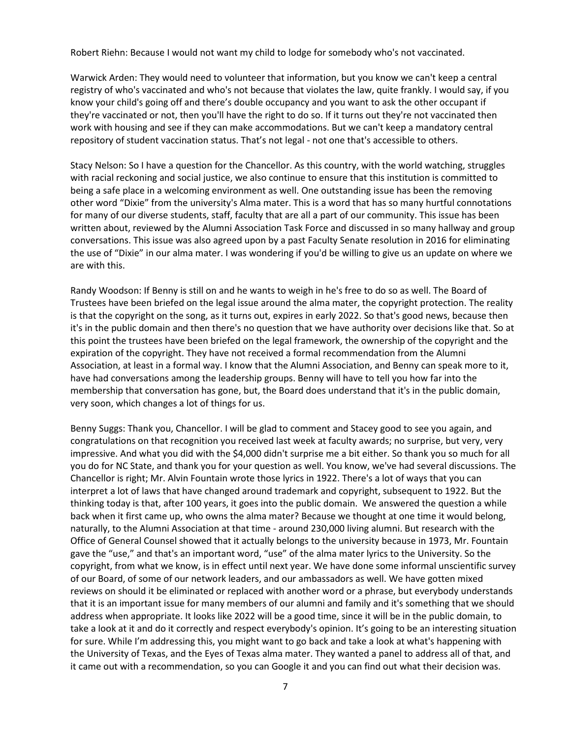Robert Riehn: Because I would not want my child to lodge for somebody who's not vaccinated.

Warwick Arden: They would need to volunteer that information, but you know we can't keep a central registry of who's vaccinated and who's not because that violates the law, quite frankly. I would say, if you know your child's going off and there's double occupancy and you want to ask the other occupant if they're vaccinated or not, then you'll have the right to do so. If it turns out they're not vaccinated then work with housing and see if they can make accommodations. But we can't keep a mandatory central repository of student vaccination status. That's not legal - not one that's accessible to others.

Stacy Nelson: So I have a question for the Chancellor. As this country, with the world watching, struggles with racial reckoning and social justice, we also continue to ensure that this institution is committed to being a safe place in a welcoming environment as well. One outstanding issue has been the removing other word "Dixie" from the university's Alma mater. This is a word that has so many hurtful connotations for many of our diverse students, staff, faculty that are all a part of our community. This issue has been written about, reviewed by the Alumni Association Task Force and discussed in so many hallway and group conversations. This issue was also agreed upon by a past Faculty Senate resolution in 2016 for eliminating the use of "Dixie" in our alma mater. I was wondering if you'd be willing to give us an update on where we are with this.

Randy Woodson: If Benny is still on and he wants to weigh in he's free to do so as well. The Board of Trustees have been briefed on the legal issue around the alma mater, the copyright protection. The reality is that the copyright on the song, as it turns out, expires in early 2022. So that's good news, because then it's in the public domain and then there's no question that we have authority over decisions like that. So at this point the trustees have been briefed on the legal framework, the ownership of the copyright and the expiration of the copyright. They have not received a formal recommendation from the Alumni Association, at least in a formal way. I know that the Alumni Association, and Benny can speak more to it, have had conversations among the leadership groups. Benny will have to tell you how far into the membership that conversation has gone, but, the Board does understand that it's in the public domain, very soon, which changes a lot of things for us.

Benny Suggs: Thank you, Chancellor. I will be glad to comment and Stacey good to see you again, and congratulations on that recognition you received last week at faculty awards; no surprise, but very, very impressive. And what you did with the $4,000 didn't surprise me a bit either. So thank you so much for all you do for NC State, and thank you for your question as well. You know, we've had several discussions. The Chancellor is right; Mr. Alvin Fountain wrote those lyrics in 1922. There's a lot of ways that you can interpret a lot of laws that have changed around trademark and copyright, subsequent to 1922. But the thinking today is that, after 100 years, it goes into the public domain. We answered the question a while back when it first came up, who owns the alma mater? Because we thought at one time it would belong, naturally, to the Alumni Association at that time - around 230,000 living alumni. But research with the Office of General Counsel showed that it actually belongs to the university because in 1973, Mr. Fountain gave the "use," and that's an important word, "use" of the alma mater lyrics to the University. So the copyright, from what we know, is in effect until next year. We have done some informal unscientific survey of our Board, of some of our network leaders, and our ambassadors as well. We have gotten mixed reviews on should it be eliminated or replaced with another word or a phrase, but everybody understands that it is an important issue for many members of our alumni and family and it's something that we should address when appropriate. It looks like 2022 will be a good time, since it will be in the public domain, to take a look at it and do it correctly and respect everybody's opinion. It's going to be an interesting situation for sure. While I'm addressing this, you might want to go back and take a look at what's happening with the University of Texas, and the Eyes of Texas alma mater. They wanted a panel to address all of that, and it came out with a recommendation, so you can Google it and you can find out what their decision was.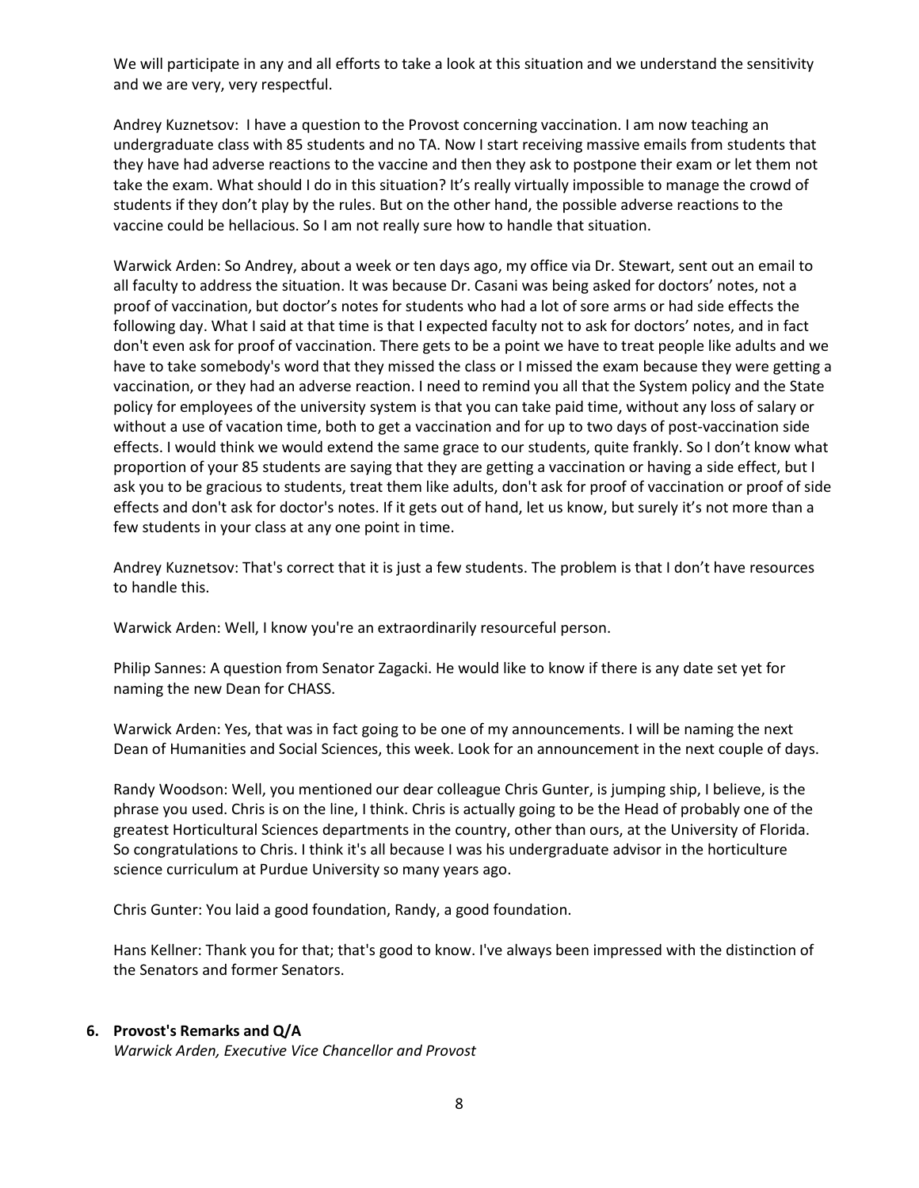We will participate in any and all efforts to take a look at this situation and we understand the sensitivity and we are very, very respectful.

Andrey Kuznetsov: I have a question to the Provost concerning vaccination. I am now teaching an undergraduate class with 85 students and no TA. Now I start receiving massive emails from students that they have had adverse reactions to the vaccine and then they ask to postpone their exam or let them not take the exam. What should I do in this situation? It's really virtually impossible to manage the crowd of students if they don't play by the rules. But on the other hand, the possible adverse reactions to the vaccine could be hellacious. So I am not really sure how to handle that situation.

Warwick Arden: So Andrey, about a week or ten days ago, my office via Dr. Stewart, sent out an email to all faculty to address the situation. It was because Dr. Casani was being asked for doctors' notes, not a proof of vaccination, but doctor's notes for students who had a lot of sore arms or had side effects the following day. What I said at that time is that I expected faculty not to ask for doctors' notes, and in fact don't even ask for proof of vaccination. There gets to be a point we have to treat people like adults and we have to take somebody's word that they missed the class or I missed the exam because they were getting a vaccination, or they had an adverse reaction. I need to remind you all that the System policy and the State policy for employees of the university system is that you can take paid time, without any loss of salary or without a use of vacation time, both to get a vaccination and for up to two days of post-vaccination side effects. I would think we would extend the same grace to our students, quite frankly. So I don't know what proportion of your 85 students are saying that they are getting a vaccination or having a side effect, but I ask you to be gracious to students, treat them like adults, don't ask for proof of vaccination or proof of side effects and don't ask for doctor's notes. If it gets out of hand, let us know, but surely it's not more than a few students in your class at any one point in time.

Andrey Kuznetsov: That's correct that it is just a few students. The problem is that I don't have resources to handle this.

Warwick Arden: Well, I know you're an extraordinarily resourceful person.

Philip Sannes: A question from Senator Zagacki. He would like to know if there is any date set yet for naming the new Dean for CHASS.

Warwick Arden: Yes, that was in fact going to be one of my announcements. I will be naming the next Dean of Humanities and Social Sciences, this week. Look for an announcement in the next couple of days.

Randy Woodson: Well, you mentioned our dear colleague Chris Gunter, is jumping ship, I believe, is the phrase you used. Chris is on the line, I think. Chris is actually going to be the Head of probably one of the greatest Horticultural Sciences departments in the country, other than ours, at the University of Florida. So congratulations to Chris. I think it's all because I was his undergraduate advisor in the horticulture science curriculum at Purdue University so many years ago.

Chris Gunter: You laid a good foundation, Randy, a good foundation.

Hans Kellner: Thank you for that; that's good to know. I've always been impressed with the distinction of the Senators and former Senators.

### 6. Provost's Remarks and Q/A

*Warwick Arden, Executive Vice Chancellor and Provost*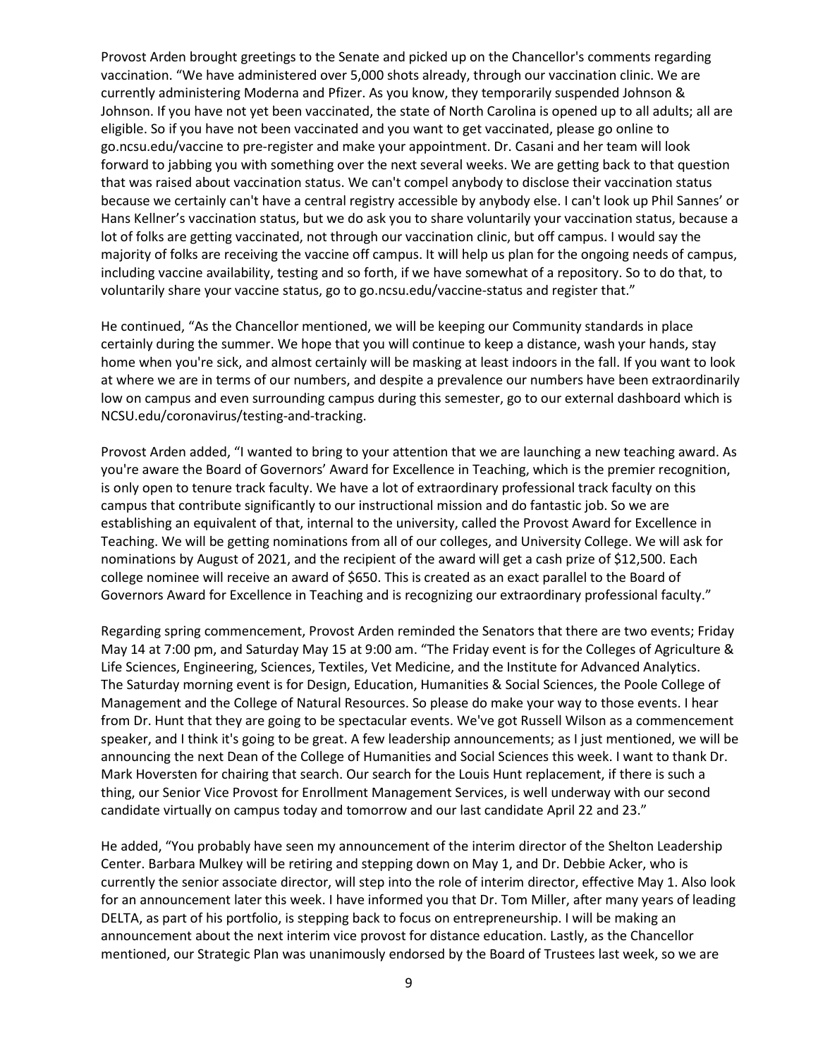Provost Arden brought greetings to the Senate and picked up on the Chancellor's comments regarding vaccination. "We have administered over 5,000 shots already, through our vaccination clinic. We are currently administering Moderna and Pfizer. As you know, they temporarily suspended Johnson & Johnson. If you have not yet been vaccinated, the state of North Carolina is opened up to all adults; all are eligible. So if you have not been vaccinated and you want to get vaccinated, please go online to go.ncsu.edu/vaccine to pre-register and make your appointment. Dr. Casani and her team will look forward to jabbing you with something over the next several weeks. We are getting back to that question that was raised about vaccination status. We can't compel anybody to disclose their vaccination status because we certainly can't have a central registry accessible by anybody else. I can't look up Phil Sannes' or Hans Kellner's vaccination status, but we do ask you to share voluntarily your vaccination status, because a lot of folks are getting vaccinated, not through our vaccination clinic, but off campus. I would say the majority of folks are receiving the vaccine off campus. It will help us plan for the ongoing needs of campus, including vaccine availability, testing and so forth, if we have somewhat of a repository. So to do that, to voluntarily share your vaccine status, go to go.ncsu.edu/vaccine-status and register that."

He continued, "As the Chancellor mentioned, we will be keeping our Community standards in place certainly during the summer. We hope that you will continue to keep a distance, wash your hands, stay home when you're sick, and almost certainly will be masking at least indoors in the fall. If you want to look at where we are in terms of our numbers, and despite a prevalence our numbers have been extraordinarily low on campus and even surrounding campus during this semester, go to our external dashboard which is NCSU.edu/coronavirus/testing-and-tracking.

Provost Arden added, "I wanted to bring to your attention that we are launching a new teaching award. As you're aware the Board of Governors' Award for Excellence in Teaching, which is the premier recognition, is only open to tenure track faculty. We have a lot of extraordinary professional track faculty on this campus that contribute significantly to our instructional mission and do fantastic job. So we are establishing an equivalent of that, internal to the university, called the Provost Award for Excellence in Teaching. We will be getting nominations from all of our colleges, and University College. We will ask for nominations by August of 2021, and the recipient of the award will get a cash prize of $12,500. Each college nominee will receive an award of $650. This is created as an exact parallel to the Board of Governors Award for Excellence in Teaching and is recognizing our extraordinary professional faculty."

Regarding spring commencement, Provost Arden reminded the Senators that there are two events; Friday May 14 at 7:00 pm, and Saturday May 15 at 9:00 am. "The Friday event is for the Colleges of Agriculture & Life Sciences, Engineering, Sciences, Textiles, Vet Medicine, and the Institute for Advanced Analytics. The Saturday morning event is for Design, Education, Humanities & Social Sciences, the Poole College of Management and the College of Natural Resources. So please do make your way to those events. I hear from Dr. Hunt that they are going to be spectacular events. We've got Russell Wilson as a commencement speaker, and I think it's going to be great. A few leadership announcements; as I just mentioned, we will be announcing the next Dean of the College of Humanities and Social Sciences this week. I want to thank Dr. Mark Hoversten for chairing that search. Our search for the Louis Hunt replacement, if there is such a thing, our Senior Vice Provost for Enrollment Management Services, is well underway with our second candidate virtually on campus today and tomorrow and our last candidate April 22 and 23."

He added, "You probably have seen my announcement of the interim director of the Shelton Leadership Center. Barbara Mulkey will be retiring and stepping down on May 1, and Dr. Debbie Acker, who is currently the senior associate director, will step into the role of interim director, effective May 1. Also look for an announcement later this week. I have informed you that Dr. Tom Miller, after many years of leading DELTA, as part of his portfolio, is stepping back to focus on entrepreneurship. I will be making an announcement about the next interim vice provost for distance education. Lastly, as the Chancellor mentioned, our Strategic Plan was unanimously endorsed by the Board of Trustees last week, so we are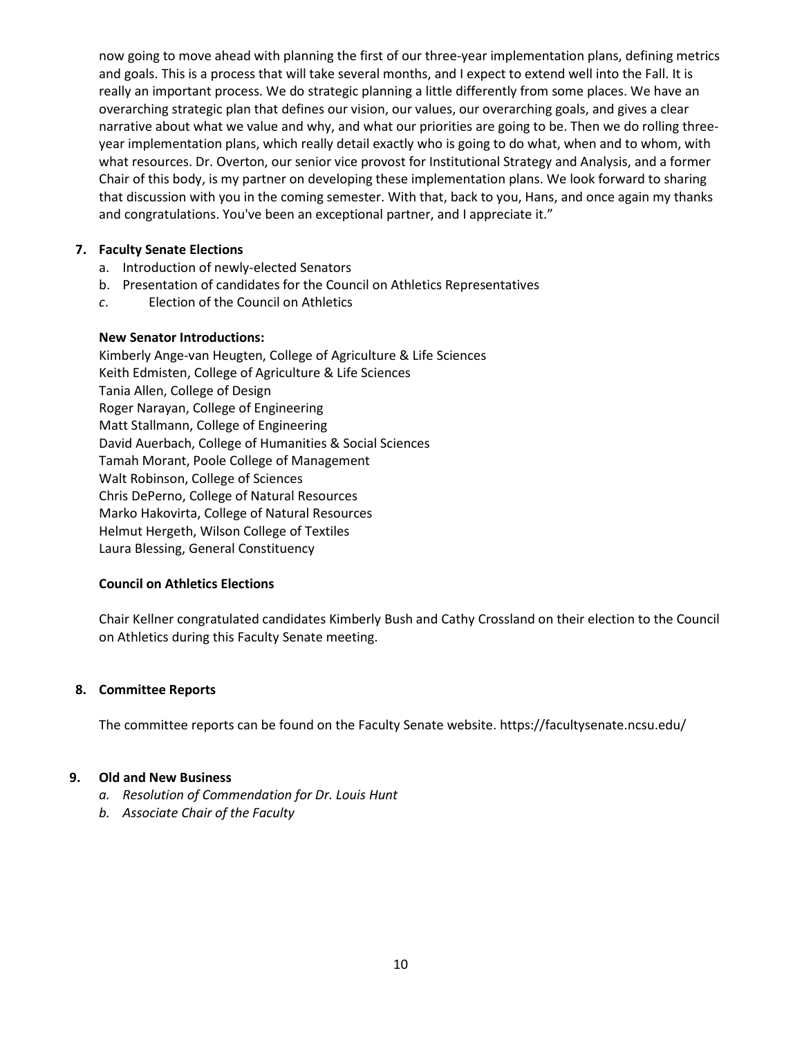now going to move ahead with planning the first of our three-year implementation plans, defining metrics and goals. This is a process that will take several months, and I expect to extend well into the Fall. It is really an important process. We do strategic planning a little differently from some places. We have an overarching strategic plan that defines our vision, our values, our overarching goals, and gives a clear narrative about what we value and why, and what our priorities are going to be. Then we do rolling three-year implementation plans, which really detail exactly who is going to do what, when and to whom, with what resources. Dr. Overton, our senior vice provost for Institutional Strategy and Analysis, and a former Chair of this body, is my partner on developing these implementation plans. We look forward to sharing that discussion with you in the coming semester. With that, back to you, Hans, and once again my thanks and congratulations. You've been an exceptional partner, and I appreciate it."

**7. Faculty Senate Elections**

a. Introduction of newly-elected Senators
b. Presentation of candidates for the Council on Athletics Representatives
*c*. Election of the Council on Athletics

**New Senator Introductions:**

Kimberly Ange-van Heugten, College of Agriculture & Life Sciences
Keith Edmisten, College of Agriculture & Life Sciences
Tania Allen, College of Design
Roger Narayan, College of Engineering
Matt Stallmann, College of Engineering
David Auerbach, College of Humanities & Social Sciences
Tamah Morant, Poole College of Management
Walt Robinson, College of Sciences
Chris DePerno, College of Natural Resources
Marko Hakovirta, College of Natural Resources
Helmut Hergeth, Wilson College of Textiles
Laura Blessing, General Constituency

**Council on Athletics Elections**

Chair Kellner congratulated candidates Kimberly Bush and Cathy Crossland on their election to the Council on Athletics during this Faculty Senate meeting.

**8. Committee Reports**

The committee reports can be found on the Faculty Senate website. https://facultysenate.ncsu.edu/

**9. Old and New Business**

*a. Resolution of Commendation for Dr. Louis Hunt*
*b. Associate Chair of the Faculty*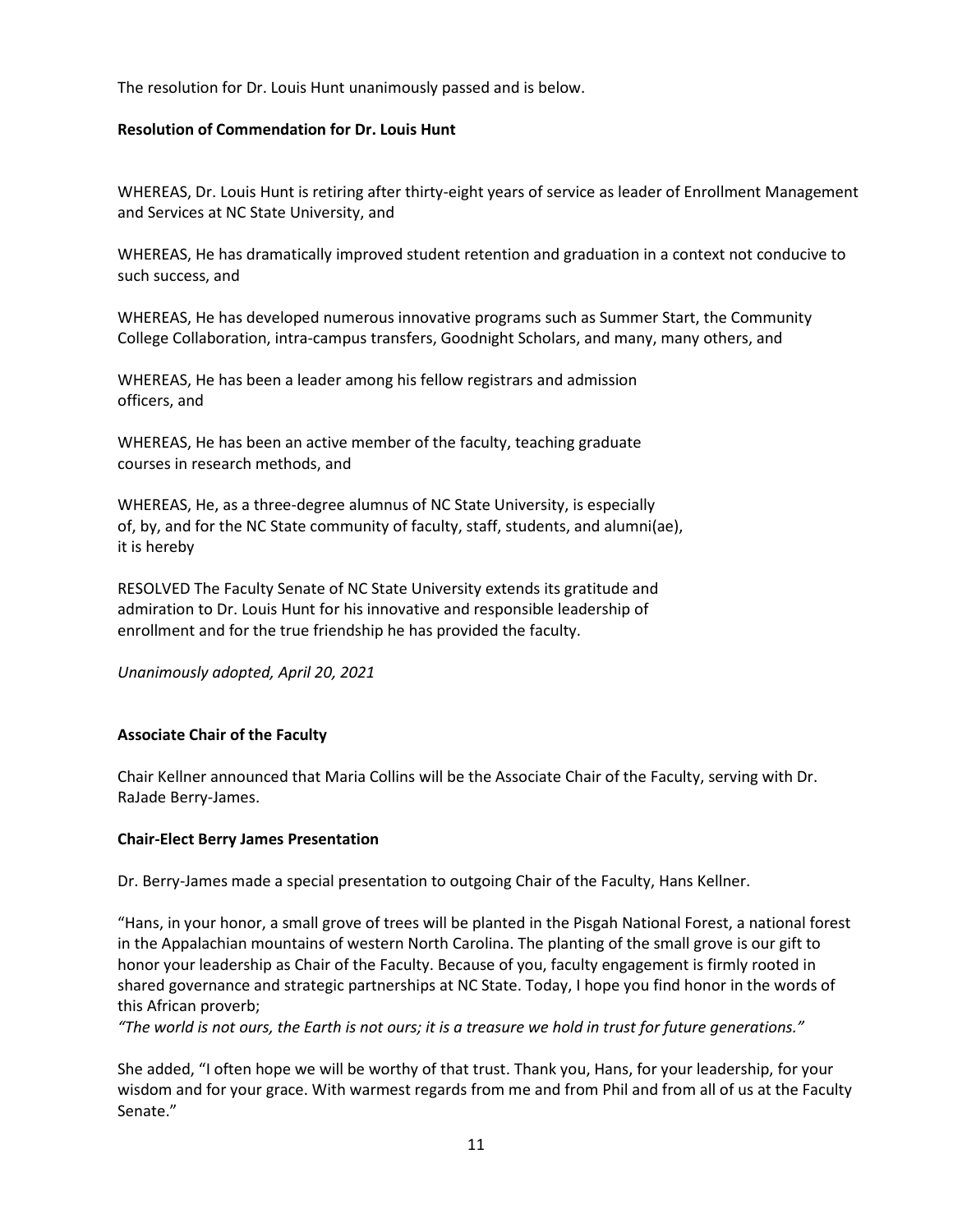The resolution for Dr. Louis Hunt unanimously passed and is below.

**Resolution of Commendation for Dr. Louis Hunt**

WHEREAS, Dr. Louis Hunt is retiring after thirty-eight years of service as leader of Enrollment Management and Services at NC State University, and

WHEREAS, He has dramatically improved student retention and graduation in a context not conducive to such success, and

WHEREAS, He has developed numerous innovative programs such as Summer Start, the Community College Collaboration, intra-campus transfers, Goodnight Scholars, and many, many others, and

WHEREAS, He has been a leader among his fellow registrars and admission officers, and

WHEREAS, He has been an active member of the faculty, teaching graduate courses in research methods, and

WHEREAS, He, as a three-degree alumnus of NC State University, is especially of, by, and for the NC State community of faculty, staff, students, and alumni(ae), it is hereby

RESOLVED The Faculty Senate of NC State University extends its gratitude and admiration to Dr. Louis Hunt for his innovative and responsible leadership of enrollment and for the true friendship he has provided the faculty.

*Unanimously adopted, April 20, 2021*

**Associate Chair of the Faculty**

Chair Kellner announced that Maria Collins will be the Associate Chair of the Faculty, serving with Dr. RaJade Berry-James.

**Chair-Elect Berry James Presentation**

Dr. Berry-James made a special presentation to outgoing Chair of the Faculty, Hans Kellner.

"Hans, in your honor, a small grove of trees will be planted in the Pisgah National Forest, a national forest in the Appalachian mountains of western North Carolina. The planting of the small grove is our gift to honor your leadership as Chair of the Faculty. Because of you, faculty engagement is firmly rooted in shared governance and strategic partnerships at NC State. Today, I hope you find honor in the words of this African proverb;
*"The world is not ours, the Earth is not ours; it is a treasure we hold in trust for future generations."*

She added, "I often hope we will be worthy of that trust. Thank you, Hans, for your leadership, for your wisdom and for your grace. With warmest regards from me and from Phil and from all of us at the Faculty Senate."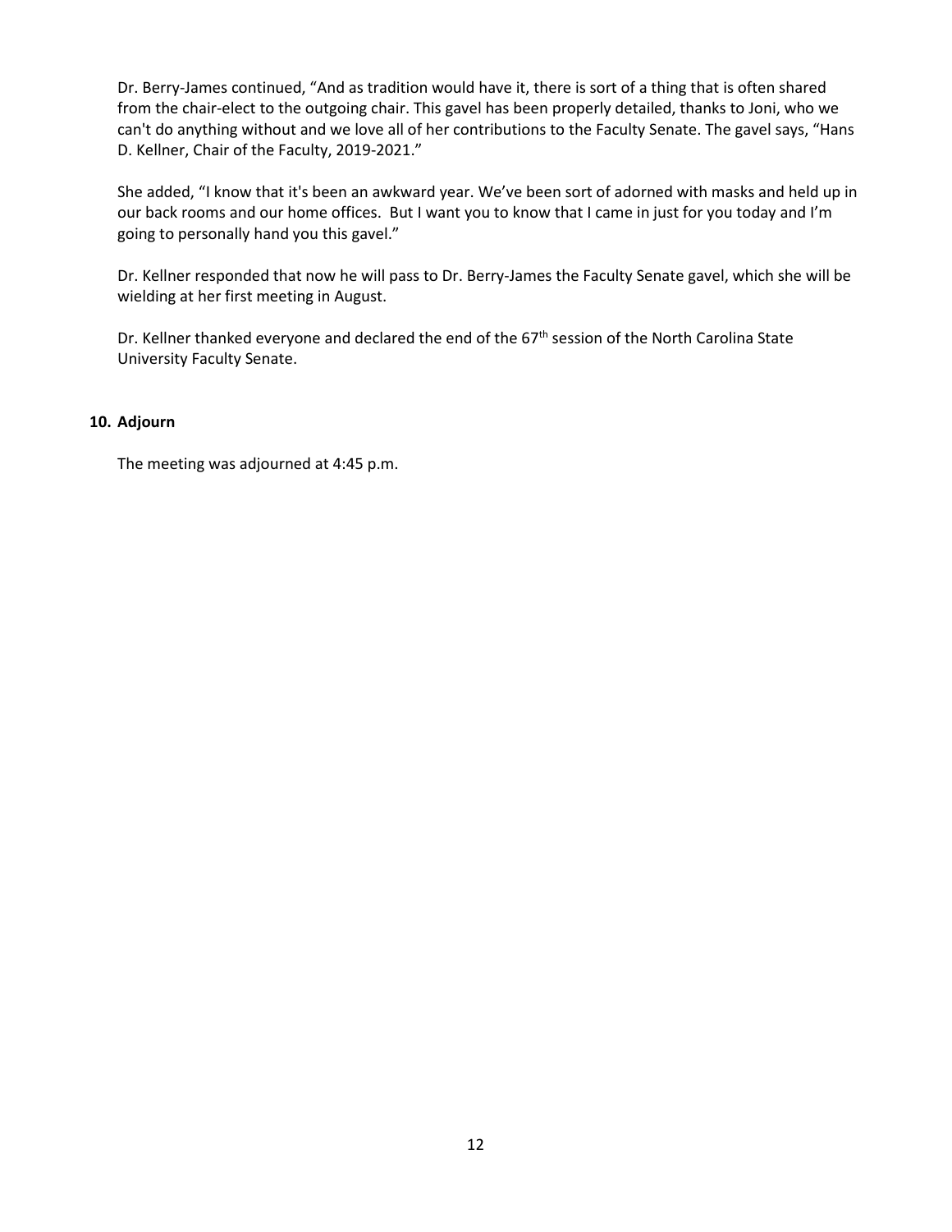Dr. Berry-James continued, "And as tradition would have it, there is sort of a thing that is often shared from the chair-elect to the outgoing chair. This gavel has been properly detailed, thanks to Joni, who we can't do anything without and we love all of her contributions to the Faculty Senate. The gavel says, "Hans D. Kellner, Chair of the Faculty, 2019-2021."

She added, "I know that it's been an awkward year. We've been sort of adorned with masks and held up in our back rooms and our home offices. But I want you to know that I came in just for you today and I'm going to personally hand you this gavel."

Dr. Kellner responded that now he will pass to Dr. Berry-James the Faculty Senate gavel, which she will be wielding at her first meeting in August.

Dr. Kellner thanked everyone and declared the end of the 67th session of the North Carolina State University Faculty Senate.

**10. Adjourn**

The meeting was adjourned at 4:45 p.m.